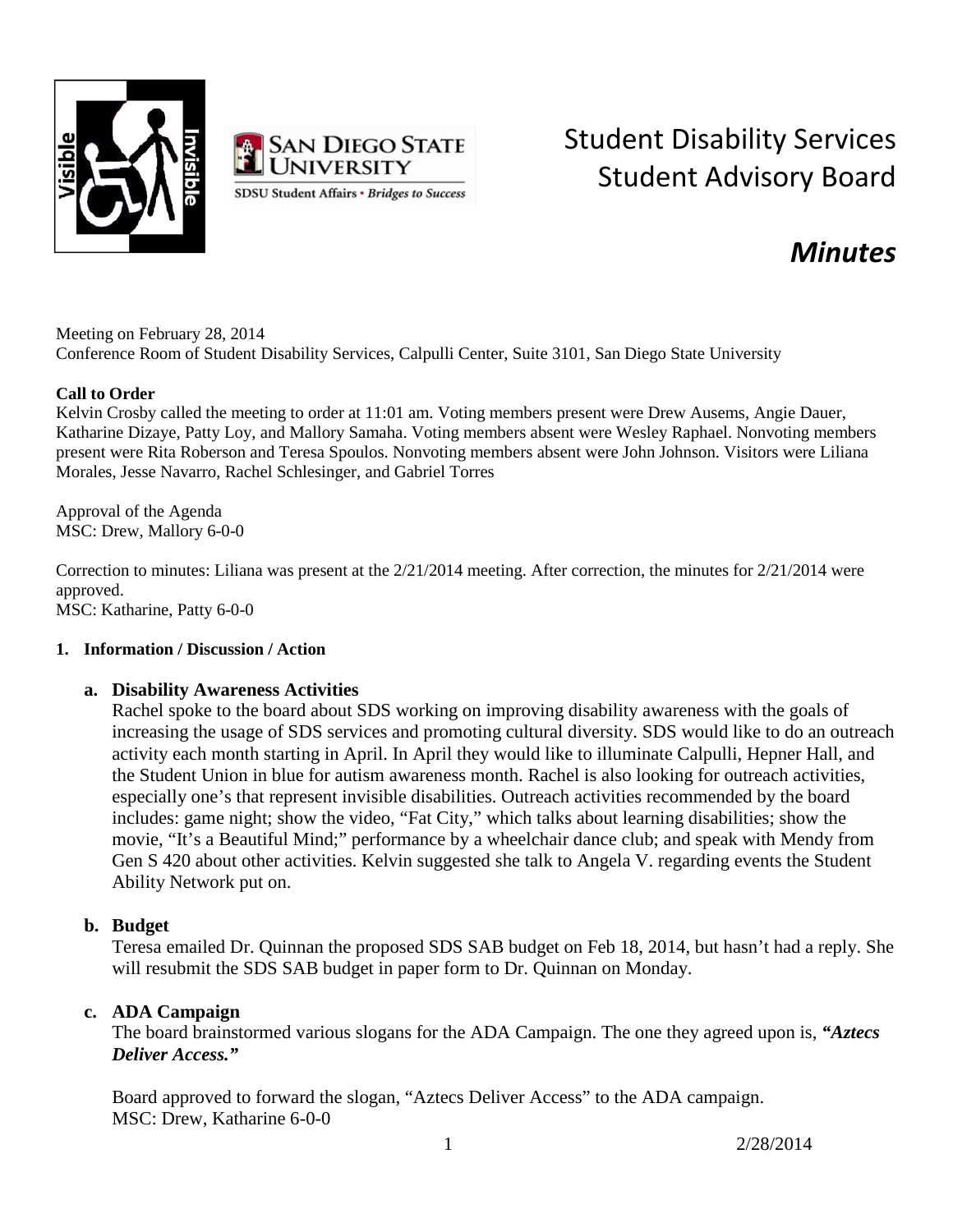# Student Disability Services Student Advisory Board

## *Minutes*

Meeting on February 28, 2014
Conference Room of Student Disability Services, Calpulli Center, Suite 3101, San Diego State University

**Call to Order**
Kelvin Crosby called the meeting to order at 11:01 am. Voting members present were Drew Ausems, Angie Dauer, Katharine Dizaye, Patty Loy, and Mallory Samaha. Voting members absent were Wesley Raphael. Nonvoting members present were Rita Roberson and Teresa Spoulos. Nonvoting members absent were John Johnson. Visitors were Liliana Morales, Jesse Navarro, Rachel Schlesinger, and Gabriel Torres

Approval of the Agenda
MSC: Drew, Mallory 6-0-0

Correction to minutes: Liliana was present at the 2/21/2014 meeting. After correction, the minutes for 2/21/2014 were approved.
MSC: Katharine, Patty 6-0-0

**1. Information / Discussion / Action**

**a. Disability Awareness Activities**
Rachel spoke to the board about SDS working on improving disability awareness with the goals of increasing the usage of SDS services and promoting cultural diversity. SDS would like to do an outreach activity each month starting in April. In April they would like to illuminate Calpulli, Hepner Hall, and the Student Union in blue for autism awareness month. Rachel is also looking for outreach activities, especially one's that represent invisible disabilities. Outreach activities recommended by the board includes: game night; show the video, "Fat City," which talks about learning disabilities; show the movie, "It's a Beautiful Mind;" performance by a wheelchair dance club; and speak with Mendy from Gen S 420 about other activities. Kelvin suggested she talk to Angela V. regarding events the Student Ability Network put on.

**b. Budget**
Teresa emailed Dr. Quinnan the proposed SDS SAB budget on Feb 18, 2014, but hasn't had a reply. She will resubmit the SDS SAB budget in paper form to Dr. Quinnan on Monday.

**c. ADA Campaign**
The board brainstormed various slogans for the ADA Campaign. The one they agreed upon is, ***"Aztecs Deliver Access."***

Board approved to forward the slogan, "Aztecs Deliver Access" to the ADA campaign.
MSC: Drew, Katharine 6-0-0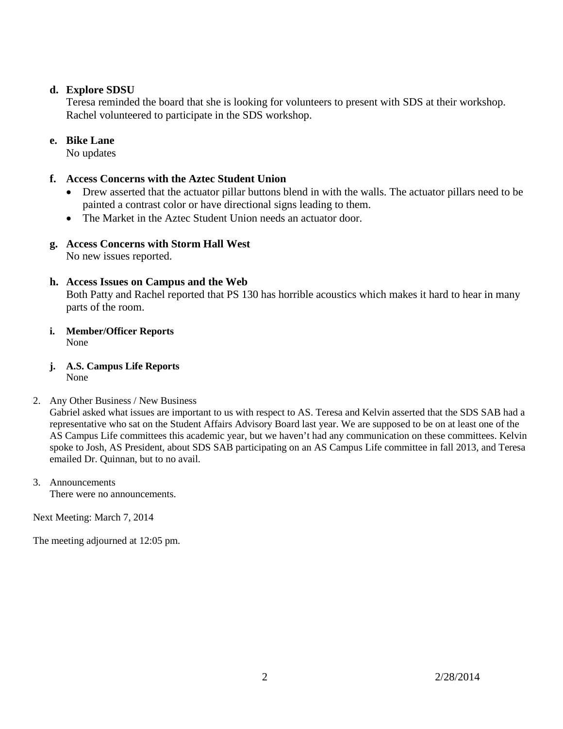**d. Explore SDSU**

Teresa reminded the board that she is looking for volunteers to present with SDS at their workshop. Rachel volunteered to participate in the SDS workshop.

**e. Bike Lane**

No updates

**f. Access Concerns with the Aztec Student Union**

- Drew asserted that the actuator pillar buttons blend in with the walls. The actuator pillars need to be painted a contrast color or have directional signs leading to them.
- The Market in the Aztec Student Union needs an actuator door.

**g. Access Concerns with Storm Hall West**

No new issues reported.

**h. Access Issues on Campus and the Web**

Both Patty and Rachel reported that PS 130 has horrible acoustics which makes it hard to hear in many parts of the room.

**i. Member/Officer Reports**

None

**j. A.S. Campus Life Reports**

None

2. Any Other Business / New Business

Gabriel asked what issues are important to us with respect to AS. Teresa and Kelvin asserted that the SDS SAB had a representative who sat on the Student Affairs Advisory Board last year. We are supposed to be on at least one of the AS Campus Life committees this academic year, but we haven't had any communication on these committees. Kelvin spoke to Josh, AS President, about SDS SAB participating on an AS Campus Life committee in fall 2013, and Teresa emailed Dr. Quinnan, but to no avail.

3. Announcements

There were no announcements.

Next Meeting: March 7, 2014

The meeting adjourned at 12:05 pm.